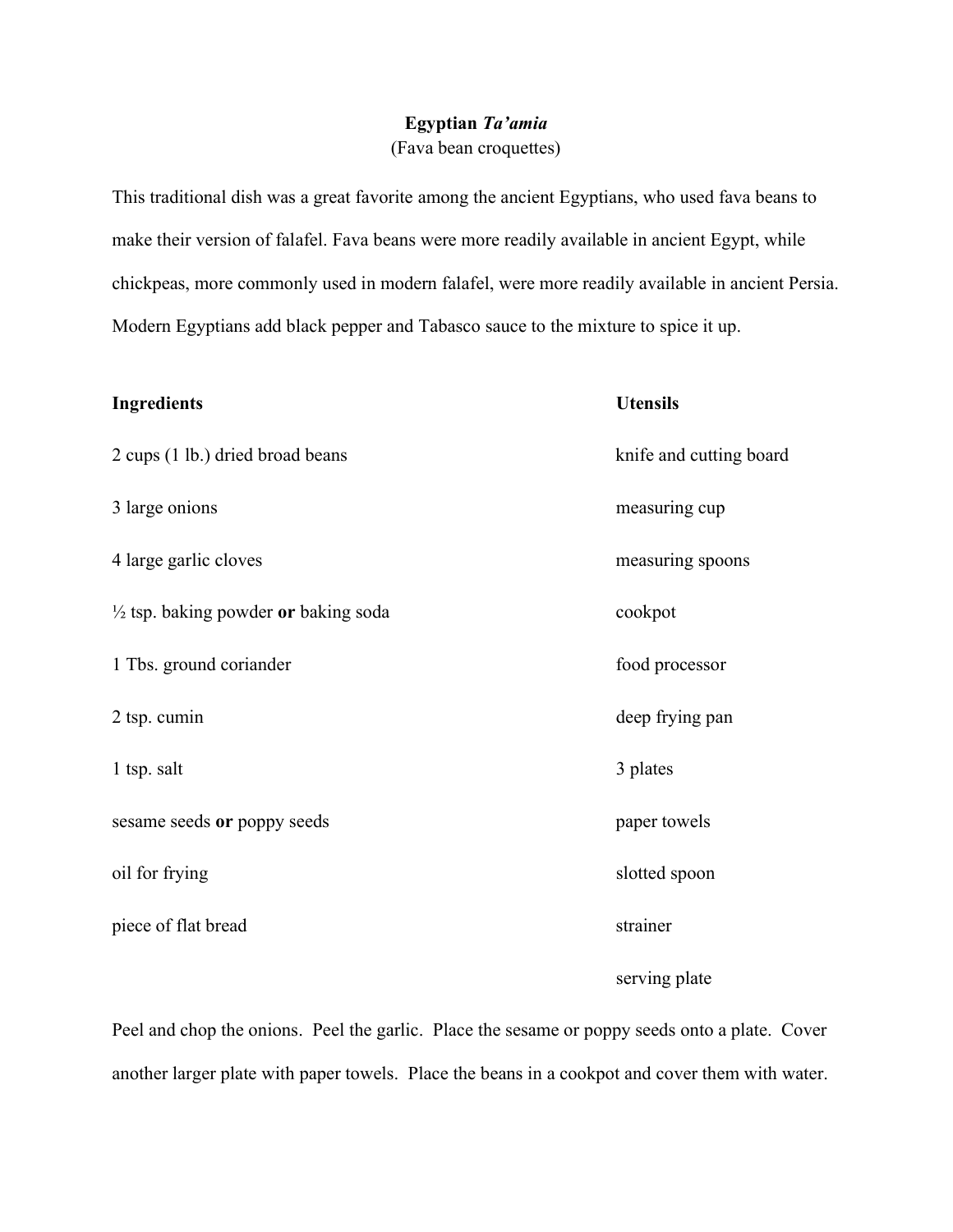# **Egyptian *Ta'amia***

(Fava bean croquettes)

This traditional dish was a great favorite among the ancient Egyptians, who used fava beans to make their version of falafel. Fava beans were more readily available in ancient Egypt, while chickpeas, more commonly used in modern falafel, were more readily available in ancient Persia. Modern Egyptians add black pepper and Tabasco sauce to the mixture to spice it up.

| **Ingredients** | **Utensils** |
| --- | --- |
| 2 cups (1 lb.) dried broad beans | knife and cutting board |
| 3 large onions | measuring cup |
| 4 large garlic cloves | measuring spoons |
| ½ tsp. baking powder **or** baking soda | cookpot |
| 1 Tbs. ground coriander | food processor |
| 2 tsp. cumin | deep frying pan |
| 1 tsp. salt | 3 plates |
| sesame seeds **or** poppy seeds | paper towels |
| oil for frying | slotted spoon |
| piece of flat bread | strainer |
| | serving plate |

Peel and chop the onions. Peel the garlic. Place the sesame or poppy seeds onto a plate. Cover another larger plate with paper towels. Place the beans in a cookpot and cover them with water.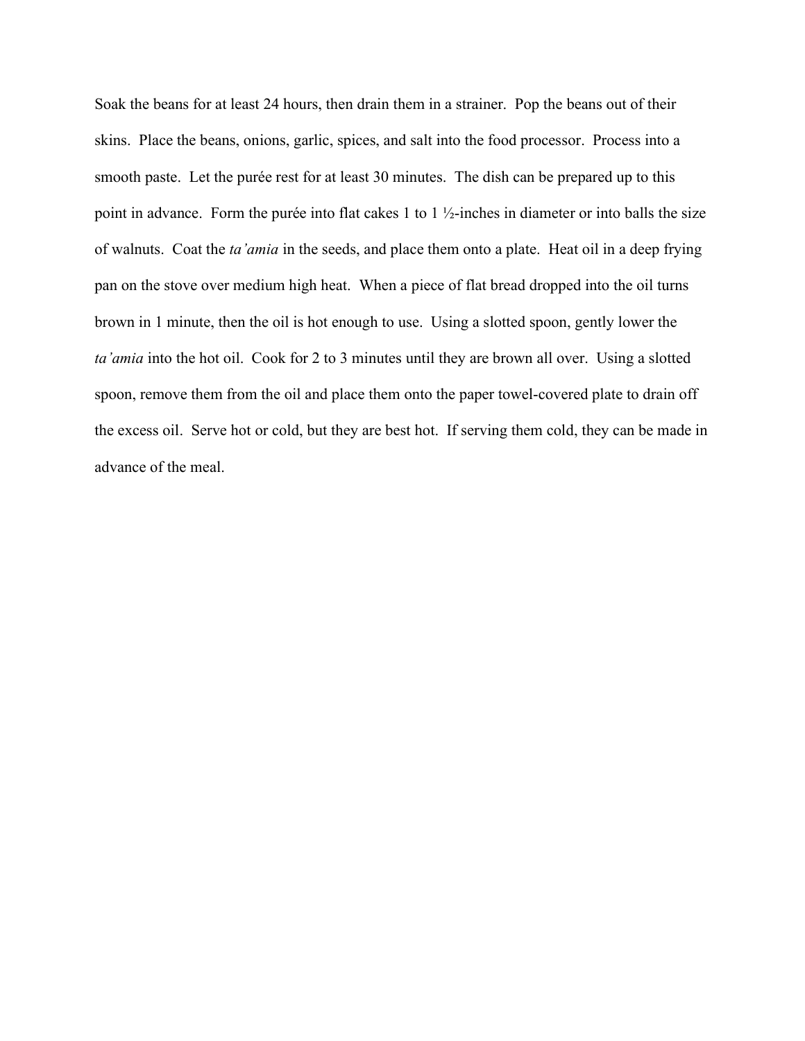Soak the beans for at least 24 hours, then drain them in a strainer. Pop the beans out of their skins. Place the beans, onions, garlic, spices, and salt into the food processor. Process into a smooth paste. Let the purée rest for at least 30 minutes. The dish can be prepared up to this point in advance. Form the purée into flat cakes 1 to 1 ½-inches in diameter or into balls the size of walnuts. Coat the *ta'amia* in the seeds, and place them onto a plate. Heat oil in a deep frying pan on the stove over medium high heat. When a piece of flat bread dropped into the oil turns brown in 1 minute, then the oil is hot enough to use. Using a slotted spoon, gently lower the *ta'amia* into the hot oil. Cook for 2 to 3 minutes until they are brown all over. Using a slotted spoon, remove them from the oil and place them onto the paper towel-covered plate to drain off the excess oil. Serve hot or cold, but they are best hot. If serving them cold, they can be made in advance of the meal.